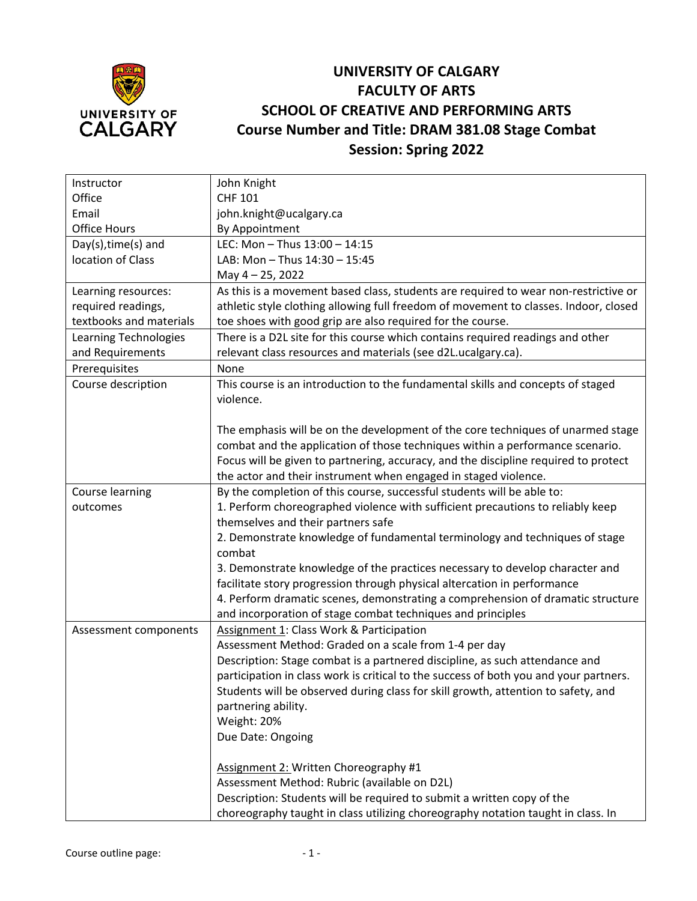# UNIVERSITY OF CALGARY
# FACULTY OF ARTS
# SCHOOL OF CREATIVE AND PERFORMING ARTS
# Course Number and Title: DRAM 381.08 Stage Combat
# Session: Spring 2022

| | |
|---|---|
| Instructor<br>Office<br>Email<br>Office Hours | John Knight<br>CHF 101<br>john.knight@ucalgary.ca<br>By Appointment |
| Day(s),time(s) and location of Class | LEC: Mon – Thus 13:00 – 14:15<br>LAB: Mon – Thus 14:30 – 15:45<br>May 4 – 25, 2022 |
| Learning resources: required readings, textbooks and materials | As this is a movement based class, students are required to wear non-restrictive or athletic style clothing allowing full freedom of movement to classes. Indoor, closed toe shoes with good grip are also required for the course. |
| Learning Technologies and Requirements | There is a D2L site for this course which contains required readings and other relevant class resources and materials (see d2L.ucalgary.ca). |
| Prerequisites | None |
| Course description | This course is an introduction to the fundamental skills and concepts of staged violence.<br><br>The emphasis will be on the development of the core techniques of unarmed stage combat and the application of those techniques within a performance scenario. Focus will be given to partnering, accuracy, and the discipline required to protect the actor and their instrument when engaged in staged violence. |
| Course learning outcomes | By the completion of this course, successful students will be able to:<br>1. Perform choreographed violence with sufficient precautions to reliably keep themselves and their partners safe<br>2. Demonstrate knowledge of fundamental terminology and techniques of stage combat<br>3. Demonstrate knowledge of the practices necessary to develop character and facilitate story progression through physical altercation in performance<br>4. Perform dramatic scenes, demonstrating a comprehension of dramatic structure and incorporation of stage combat techniques and principles |
| Assessment components | Assignment 1: Class Work & Participation<br>Assessment Method: Graded on a scale from 1-4 per day<br>Description: Stage combat is a partnered discipline, as such attendance and participation in class work is critical to the success of both you and your partners. Students will be observed during class for skill growth, attention to safety, and partnering ability.<br>Weight: 20%<br>Due Date: Ongoing<br><br>Assignment 2: Written Choreography #1<br>Assessment Method: Rubric (available on D2L)<br>Description: Students will be required to submit a written copy of the choreography taught in class utilizing choreography notation taught in class. In |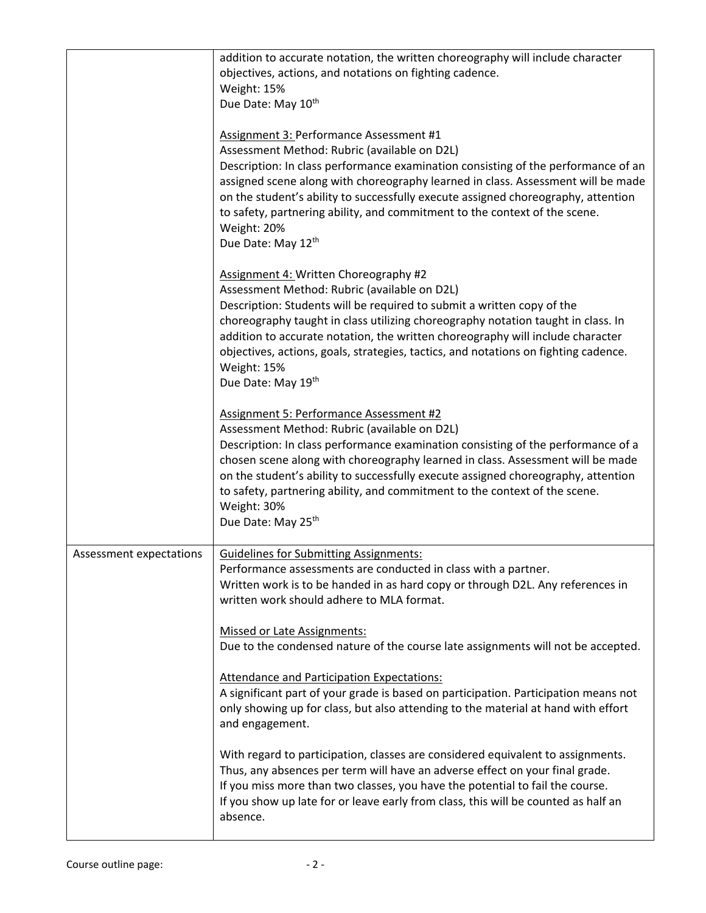| | |
|---|---|
| | addition to accurate notation, the written choreography will include character objectives, actions, and notations on fighting cadence.<br>Weight: 15%<br>Due Date: May 10th<br><br><u>Assignment 3:</u> Performance Assessment #1<br>Assessment Method: Rubric (available on D2L)<br>Description: In class performance examination consisting of the performance of an assigned scene along with choreography learned in class. Assessment will be made on the student's ability to successfully execute assigned choreography, attention to safety, partnering ability, and commitment to the context of the scene.<br>Weight: 20%<br>Due Date: May 12th<br><br><u>Assignment 4:</u> Written Choreography #2<br>Assessment Method: Rubric (available on D2L)<br>Description: Students will be required to submit a written copy of the choreography taught in class utilizing choreography notation taught in class. In addition to accurate notation, the written choreography will include character objectives, actions, goals, strategies, tactics, and notations on fighting cadence.<br>Weight: 15%<br>Due Date: May 19th<br><br><u>Assignment 5: Performance Assessment #2</u><br>Assessment Method: Rubric (available on D2L)<br>Description: In class performance examination consisting of the performance of a chosen scene along with choreography learned in class. Assessment will be made on the student's ability to successfully execute assigned choreography, attention to safety, partnering ability, and commitment to the context of the scene.<br>Weight: 30%<br>Due Date: May 25th |
| Assessment expectations | <u>Guidelines for Submitting Assignments:</u><br>Performance assessments are conducted in class with a partner.<br>Written work is to be handed in as hard copy or through D2L. Any references in written work should adhere to MLA format.<br><br><u>Missed or Late Assignments:</u><br>Due to the condensed nature of the course late assignments will not be accepted.<br><br><u>Attendance and Participation Expectations:</u><br>A significant part of your grade is based on participation. Participation means not only showing up for class, but also attending to the material at hand with effort and engagement.<br><br>With regard to participation, classes are considered equivalent to assignments. Thus, any absences per term will have an adverse effect on your final grade.<br>If you miss more than two classes, you have the potential to fail the course.<br>If you show up late for or leave early from class, this will be counted as half an absence. |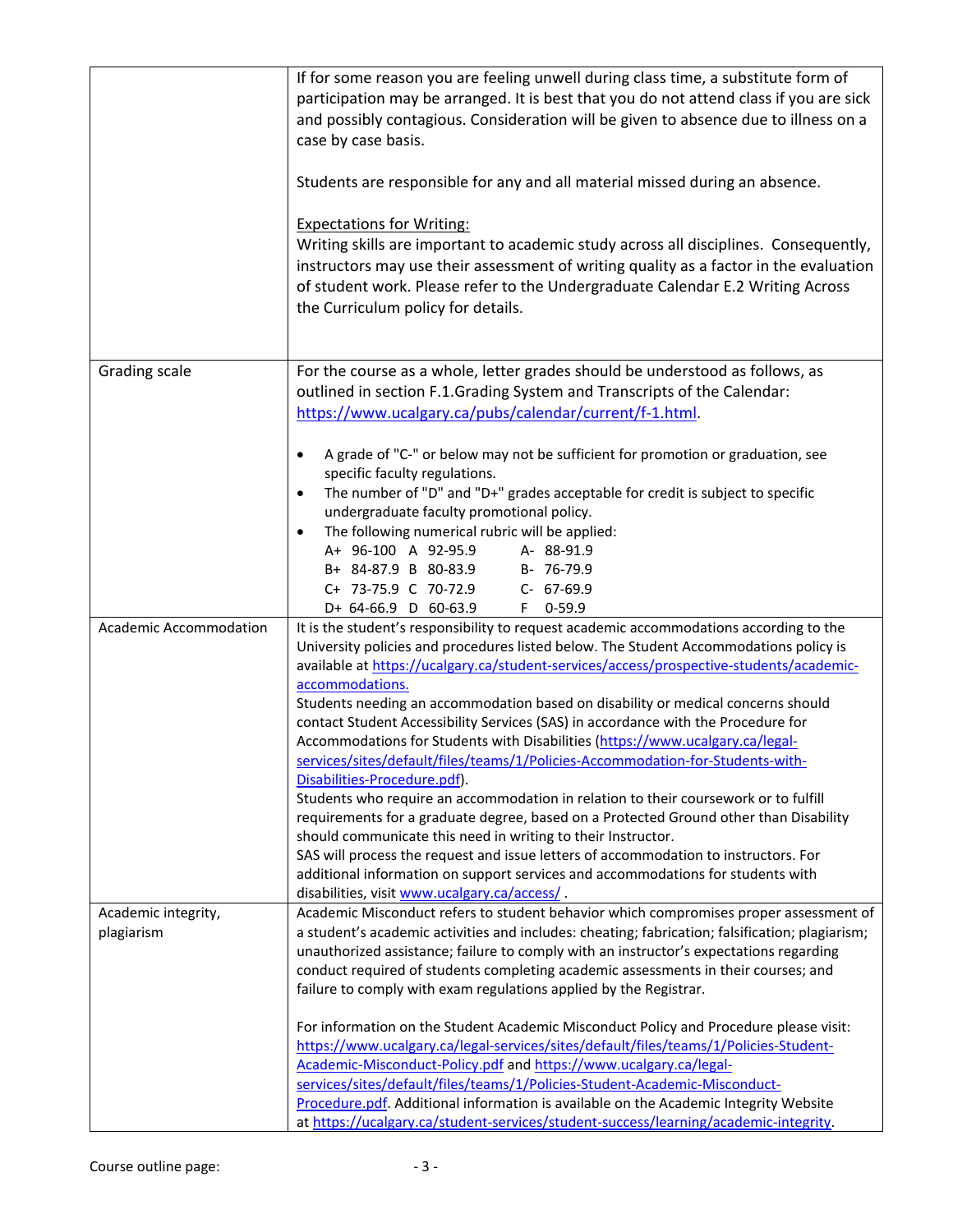| | |
|---|---|
| | If for some reason you are feeling unwell during class time, a substitute form of participation may be arranged. It is best that you do not attend class if you are sick and possibly contagious. Consideration will be given to absence due to illness on a case by case basis.<br><br>Students are responsible for any and all material missed during an absence.<br><br><u>Expectations for Writing:</u><br>Writing skills are important to academic study across all disciplines. Consequently, instructors may use their assessment of writing quality as a factor in the evaluation of student work. Please refer to the Undergraduate Calendar E.2 Writing Across the Curriculum policy for details. |
| Grading scale | For the course as a whole, letter grades should be understood as follows, as outlined in section F.1.Grading System and Transcripts of the Calendar: [https://www.ucalgary.ca/pubs/calendar/current/f-1.html](https://www.ucalgary.ca/pubs/calendar/current/f-1.html).<br><br>• A grade of "C-" or below may not be sufficient for promotion or graduation, see specific faculty regulations.<br>• The number of "D" and "D+" grades acceptable for credit is subject to specific undergraduate faculty promotional policy.<br>• The following numerical rubric will be applied:<br>A+ 96-100 A 92-95.9 A- 88-91.9<br>B+ 84-87.9 B 80-83.9 B- 76-79.9<br>C+ 73-75.9 C 70-72.9 C- 67-69.9<br>D+ 64-66.9 D 60-63.9 F 0-59.9 |
| Academic Accommodation | It is the student's responsibility to request academic accommodations according to the University policies and procedures listed below. The Student Accommodations policy is available at [https://ucalgary.ca/student-services/access/prospective-students/academic-accommodations.](https://ucalgary.ca/student-services/access/prospective-students/academic-accommodations)<br>Students needing an accommodation based on disability or medical concerns should contact Student Accessibility Services (SAS) in accordance with the Procedure for Accommodations for Students with Disabilities ([https://www.ucalgary.ca/legal-services/sites/default/files/teams/1/Policies-Accommodation-for-Students-with-Disabilities-Procedure.pdf](https://www.ucalgary.ca/legal-services/sites/default/files/teams/1/Policies-Accommodation-for-Students-with-Disabilities-Procedure.pdf)).<br>Students who require an accommodation in relation to their coursework or to fulfill requirements for a graduate degree, based on a Protected Ground other than Disability should communicate this need in writing to their Instructor.<br>SAS will process the request and issue letters of accommodation to instructors. For additional information on support services and accommodations for students with disabilities, visit [www.ucalgary.ca/access/](http://www.ucalgary.ca/access/) . |
| Academic integrity, plagiarism | Academic Misconduct refers to student behavior which compromises proper assessment of a student's academic activities and includes: cheating; fabrication; falsification; plagiarism; unauthorized assistance; failure to comply with an instructor's expectations regarding conduct required of students completing academic assessments in their courses; and failure to comply with exam regulations applied by the Registrar.<br><br>For information on the Student Academic Misconduct Policy and Procedure please visit: [https://www.ucalgary.ca/legal-services/sites/default/files/teams/1/Policies-Student-Academic-Misconduct-Policy.pdf](https://www.ucalgary.ca/legal-services/sites/default/files/teams/1/Policies-Student-Academic-Misconduct-Policy.pdf) and [https://www.ucalgary.ca/legal-services/sites/default/files/teams/1/Policies-Student-Academic-Misconduct-Procedure.pdf](https://www.ucalgary.ca/legal-services/sites/default/files/teams/1/Policies-Student-Academic-Misconduct-Procedure.pdf). Additional information is available on the Academic Integrity Website at [https://ucalgary.ca/student-services/student-success/learning/academic-integrity](https://ucalgary.ca/student-services/student-success/learning/academic-integrity). |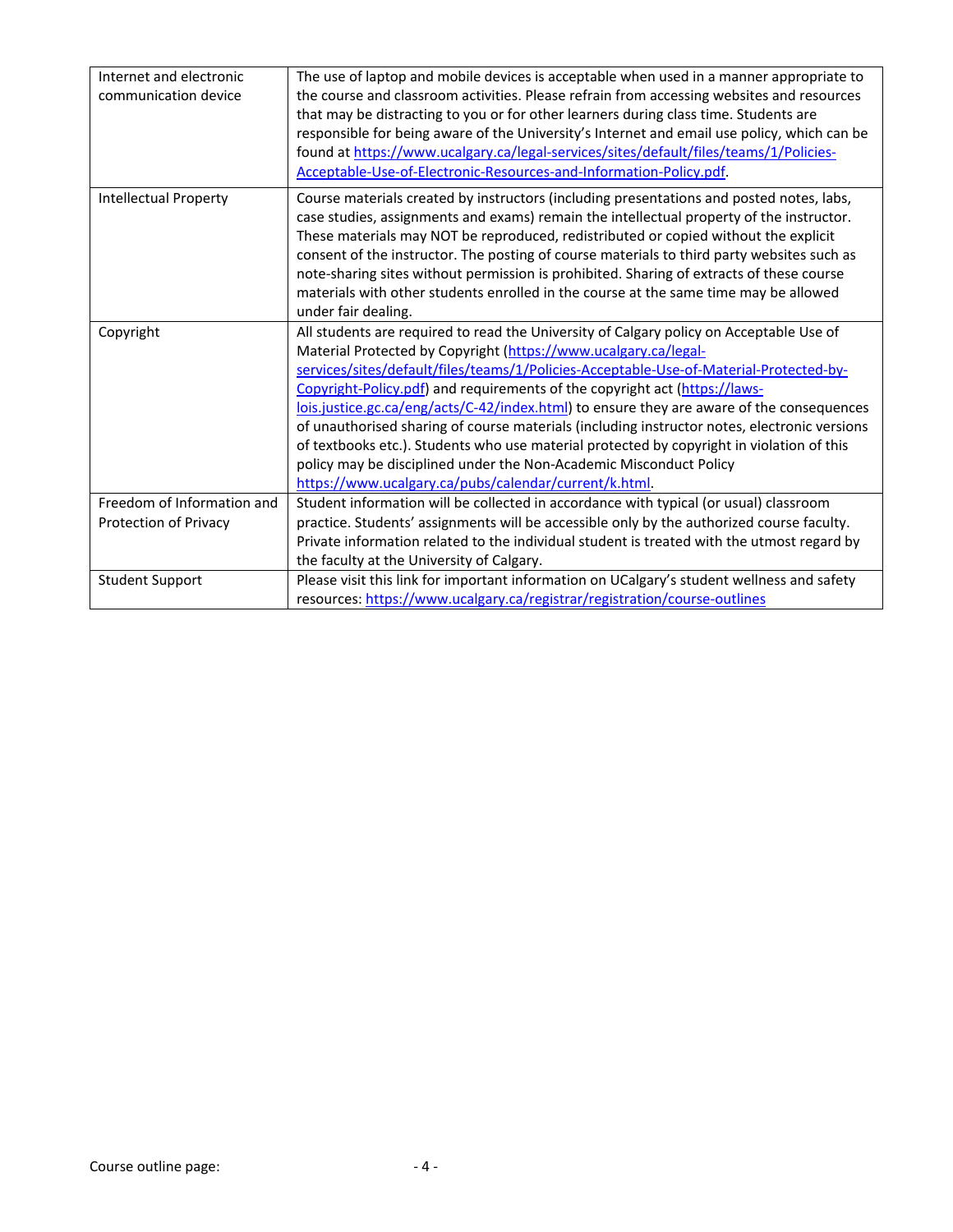| | |
|---|---|
| Internet and electronic communication device | The use of laptop and mobile devices is acceptable when used in a manner appropriate to the course and classroom activities. Please refrain from accessing websites and resources that may be distracting to you or for other learners during class time. Students are responsible for being aware of the University's Internet and email use policy, which can be found at https://www.ucalgary.ca/legal-services/sites/default/files/teams/1/Policies-Acceptable-Use-of-Electronic-Resources-and-Information-Policy.pdf. |
| Intellectual Property | Course materials created by instructors (including presentations and posted notes, labs, case studies, assignments and exams) remain the intellectual property of the instructor. These materials may NOT be reproduced, redistributed or copied without the explicit consent of the instructor. The posting of course materials to third party websites such as note-sharing sites without permission is prohibited. Sharing of extracts of these course materials with other students enrolled in the course at the same time may be allowed under fair dealing. |
| Copyright | All students are required to read the University of Calgary policy on Acceptable Use of Material Protected by Copyright (https://www.ucalgary.ca/legal-services/sites/default/files/teams/1/Policies-Acceptable-Use-of-Material-Protected-by-Copyright-Policy.pdf) and requirements of the copyright act (https://laws-lois.justice.gc.ca/eng/acts/C-42/index.html) to ensure they are aware of the consequences of unauthorised sharing of course materials (including instructor notes, electronic versions of textbooks etc.). Students who use material protected by copyright in violation of this policy may be disciplined under the Non-Academic Misconduct Policy https://www.ucalgary.ca/pubs/calendar/current/k.html. |
| Freedom of Information and Protection of Privacy | Student information will be collected in accordance with typical (or usual) classroom practice. Students' assignments will be accessible only by the authorized course faculty. Private information related to the individual student is treated with the utmost regard by the faculty at the University of Calgary. |
| Student Support | Please visit this link for important information on UCalgary's student wellness and safety resources: https://www.ucalgary.ca/registrar/registration/course-outlines |